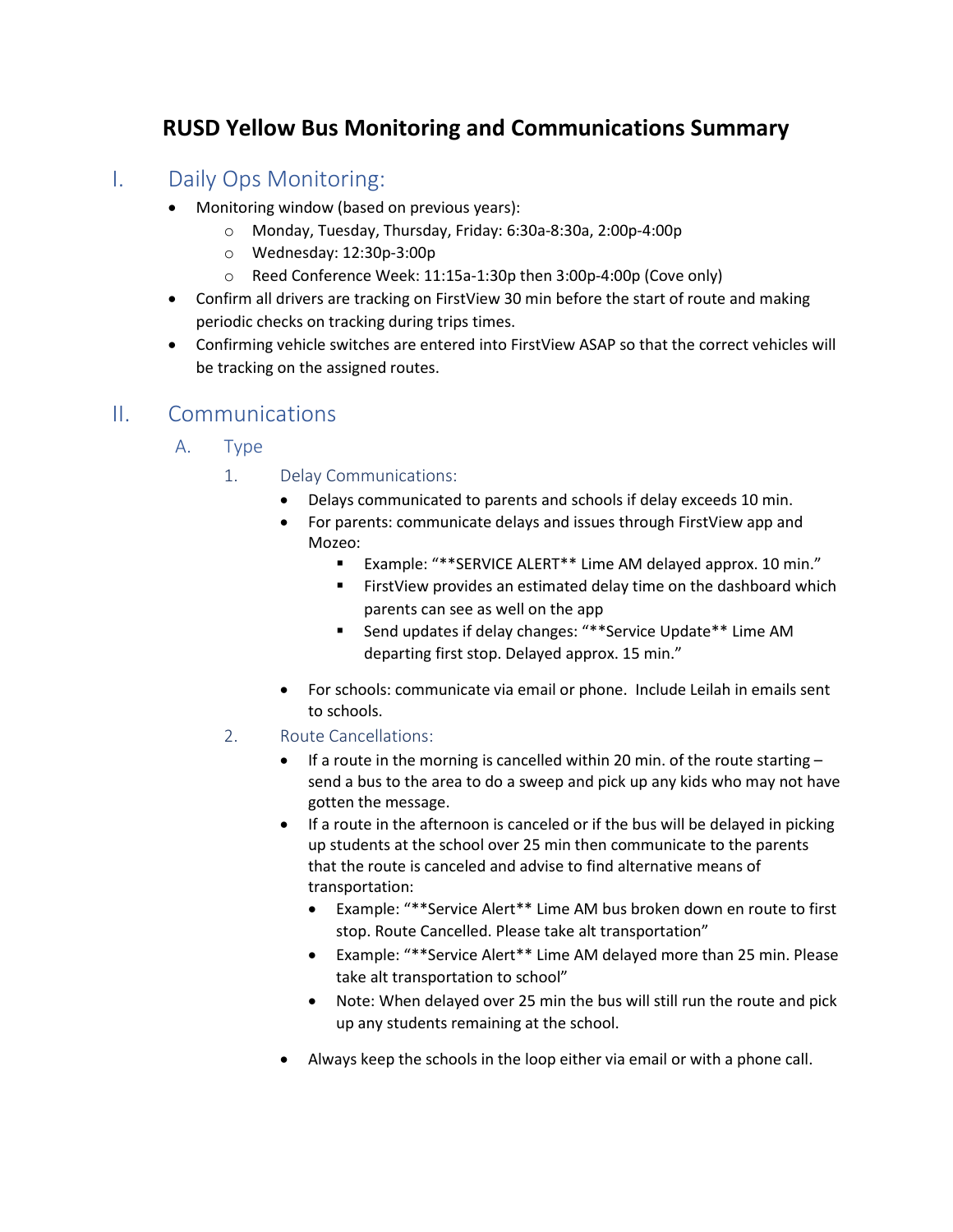# RUSD Yellow Bus Monitoring and Communications Summary

## I. Daily Ops Monitoring:

- Monitoring window (based on previous years):
  - Monday, Tuesday, Thursday, Friday: 6:30a-8:30a, 2:00p-4:00p
  - Wednesday: 12:30p-3:00p
  - Reed Conference Week: 11:15a-1:30p then 3:00p-4:00p (Cove only)
- Confirm all drivers are tracking on FirstView 30 min before the start of route and making periodic checks on tracking during trips times.
- Confirming vehicle switches are entered into FirstView ASAP so that the correct vehicles will be tracking on the assigned routes.

## II. Communications

### A. Type

#### 1. Delay Communications:

- Delays communicated to parents and schools if delay exceeds 10 min.
- For parents: communicate delays and issues through FirstView app and Mozeo:
  - Example: "**SERVICE ALERT** Lime AM delayed approx. 10 min."
  - FirstView provides an estimated delay time on the dashboard which parents can see as well on the app
  - Send updates if delay changes: "**Service Update** Lime AM departing first stop. Delayed approx. 15 min."
- For schools: communicate via email or phone. Include Leilah in emails sent to schools.

#### 2. Route Cancellations:

- If a route in the morning is cancelled within 20 min. of the route starting – send a bus to the area to do a sweep and pick up any kids who may not have gotten the message.
- If a route in the afternoon is canceled or if the bus will be delayed in picking up students at the school over 25 min then communicate to the parents that the route is canceled and advise to find alternative means of transportation:
  - Example: "**Service Alert** Lime AM bus broken down en route to first stop. Route Cancelled. Please take alt transportation"
  - Example: "**Service Alert** Lime AM delayed more than 25 min. Please take alt transportation to school"
  - Note: When delayed over 25 min the bus will still run the route and pick up any students remaining at the school.
- Always keep the schools in the loop either via email or with a phone call.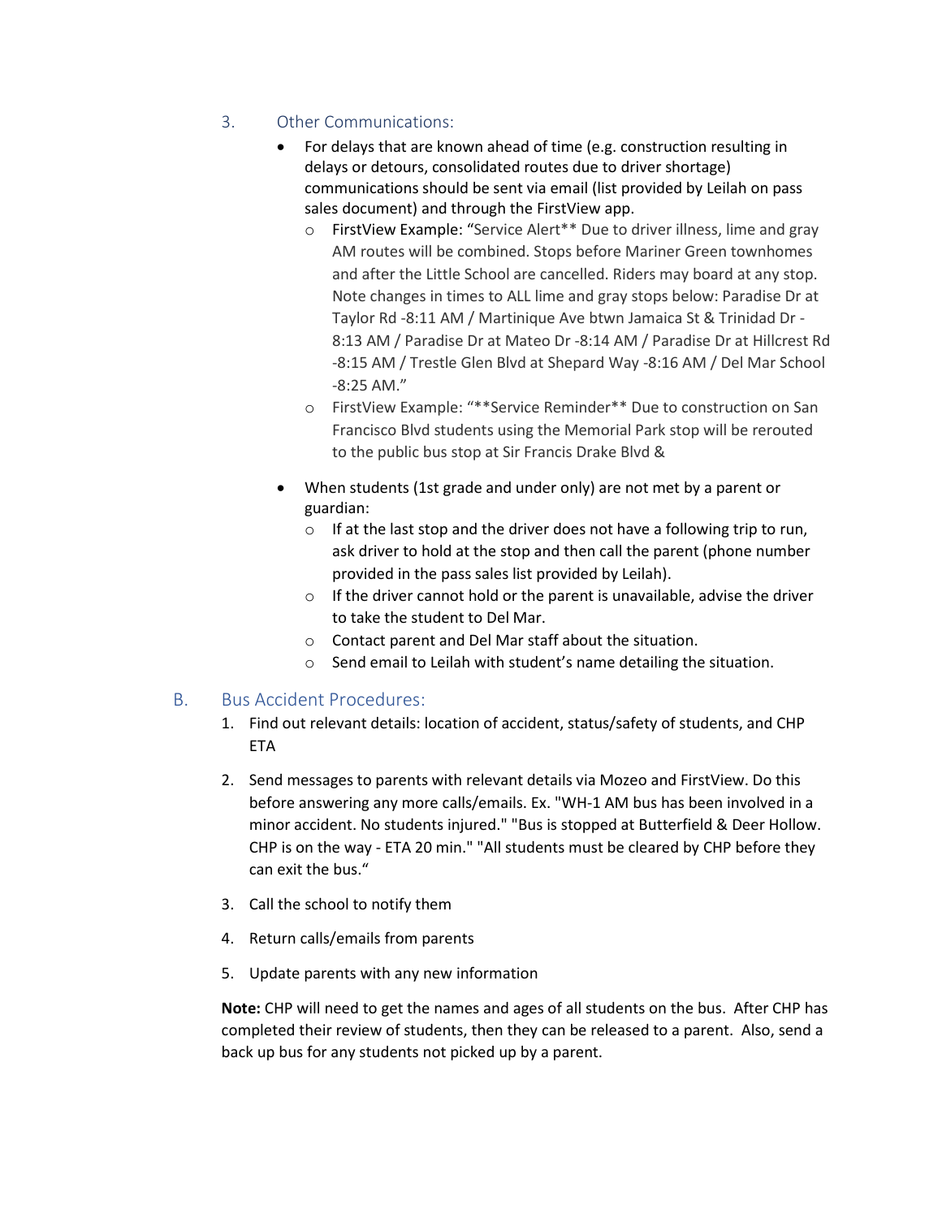3. Other Communications:

- For delays that are known ahead of time (e.g. construction resulting in delays or detours, consolidated routes due to driver shortage) communications should be sent via email (list provided by Leilah on pass sales document) and through the FirstView app.
  - FirstView Example: "Service Alert** Due to driver illness, lime and gray AM routes will be combined. Stops before Mariner Green townhomes and after the Little School are cancelled. Riders may board at any stop. Note changes in times to ALL lime and gray stops below: Paradise Dr at Taylor Rd -8:11 AM / Martinique Ave btwn Jamaica St & Trinidad Dr - 8:13 AM / Paradise Dr at Mateo Dr -8:14 AM / Paradise Dr at Hillcrest Rd -8:15 AM / Trestle Glen Blvd at Shepard Way -8:16 AM / Del Mar School -8:25 AM."
  - FirstView Example: "**Service Reminder** Due to construction on San Francisco Blvd students using the Memorial Park stop will be rerouted to the public bus stop at Sir Francis Drake Blvd &
- When students (1st grade and under only) are not met by a parent or guardian:
  - If at the last stop and the driver does not have a following trip to run, ask driver to hold at the stop and then call the parent (phone number provided in the pass sales list provided by Leilah).
  - If the driver cannot hold or the parent is unavailable, advise the driver to take the student to Del Mar.
  - Contact parent and Del Mar staff about the situation.
  - Send email to Leilah with student's name detailing the situation.

## B. Bus Accident Procedures:

1. Find out relevant details: location of accident, status/safety of students, and CHP ETA
2. Send messages to parents with relevant details via Mozeo and FirstView. Do this before answering any more calls/emails. Ex. "WH-1 AM bus has been involved in a minor accident. No students injured." "Bus is stopped at Butterfield & Deer Hollow. CHP is on the way - ETA 20 min." "All students must be cleared by CHP before they can exit the bus."
3. Call the school to notify them
4. Return calls/emails from parents
5. Update parents with any new information

**Note:** CHP will need to get the names and ages of all students on the bus. After CHP has completed their review of students, then they can be released to a parent. Also, send a back up bus for any students not picked up by a parent.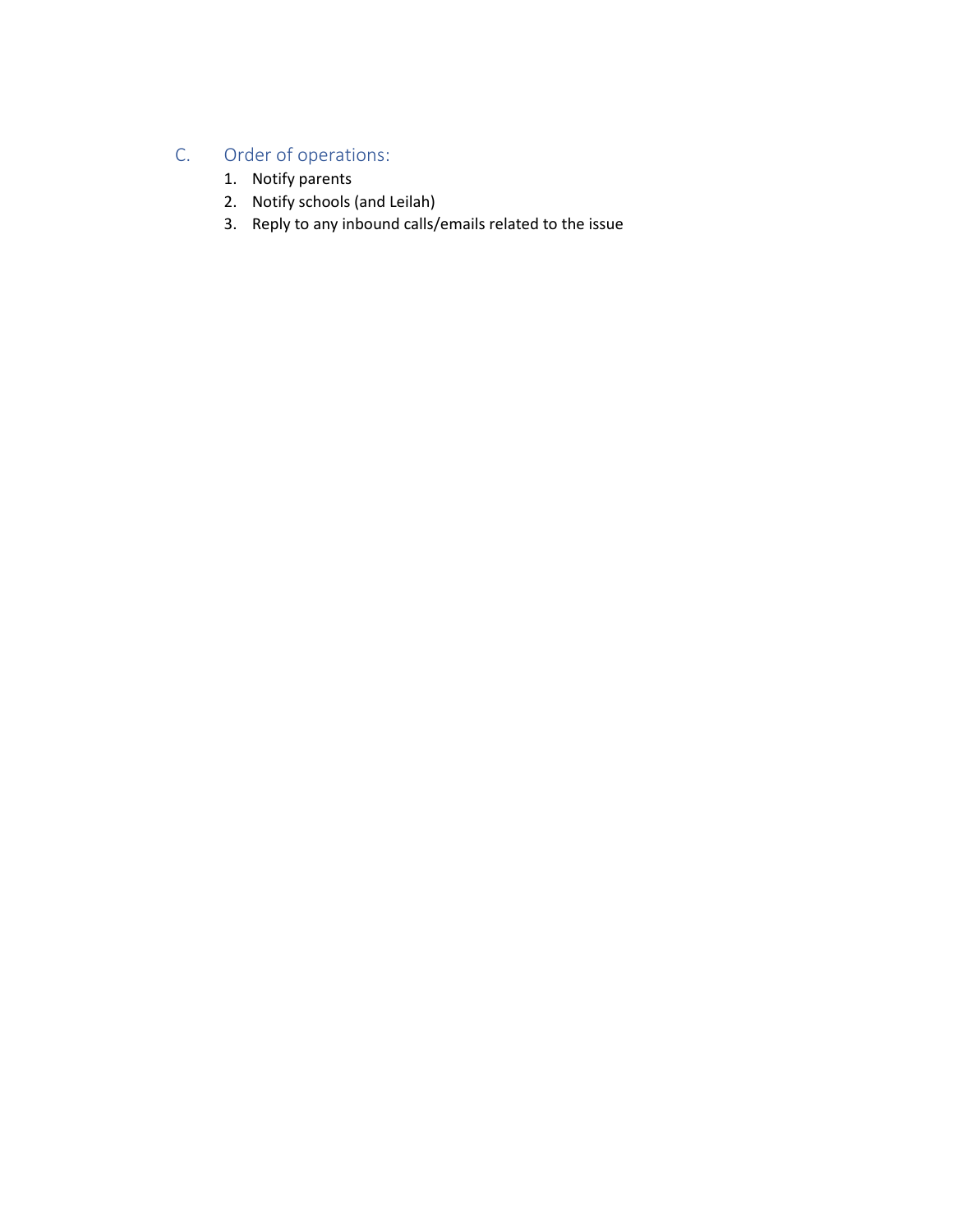## C. Order of operations:

1. Notify parents
2. Notify schools (and Leilah)
3. Reply to any inbound calls/emails related to the issue